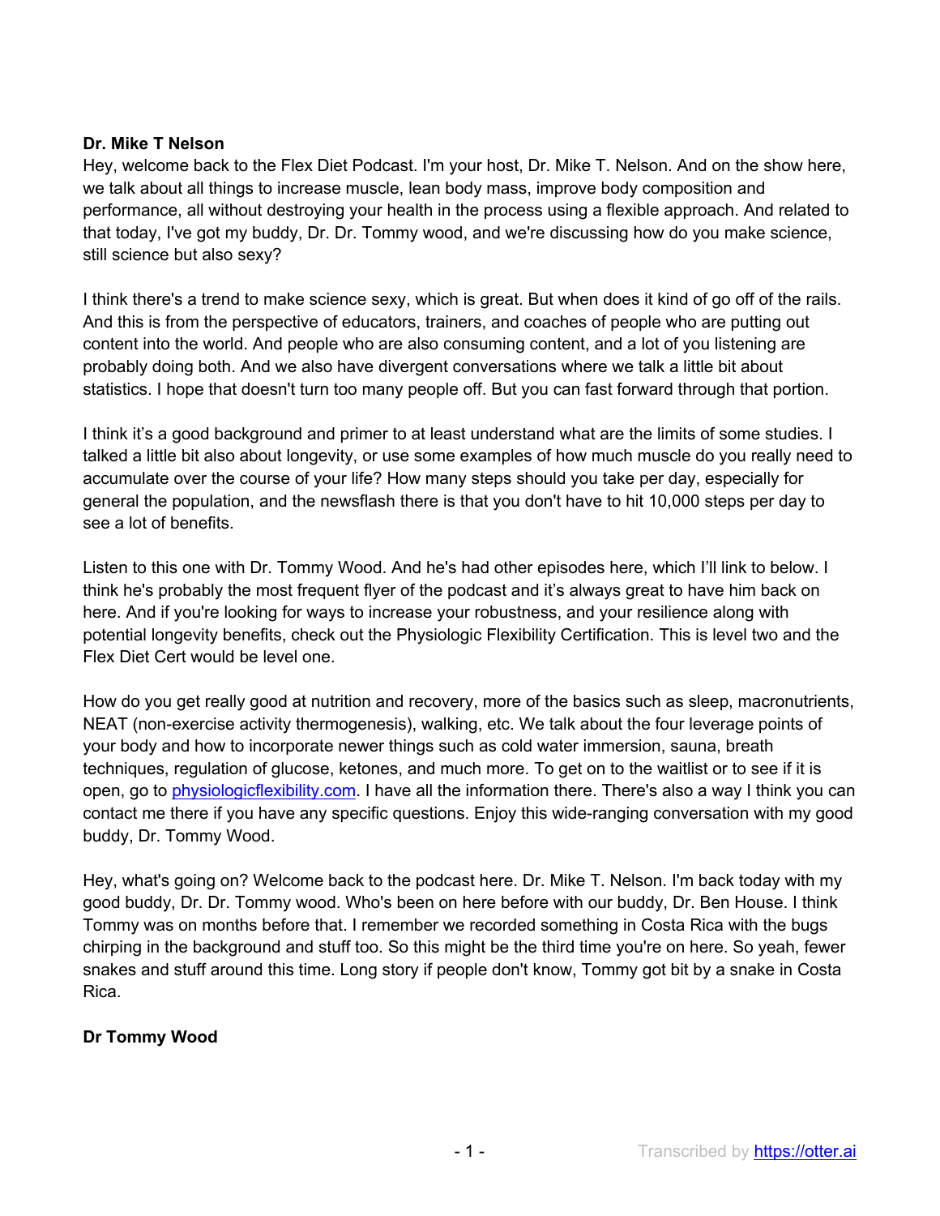**Dr. Mike T Nelson**

Hey, welcome back to the Flex Diet Podcast. I'm your host, Dr. Mike T. Nelson. And on the show here, we talk about all things to increase muscle, lean body mass, improve body composition and performance, all without destroying your health in the process using a flexible approach. And related to that today, I've got my buddy, Dr. Dr. Tommy wood, and we're discussing how do you make science, still science but also sexy?

I think there's a trend to make science sexy, which is great. But when does it kind of go off of the rails. And this is from the perspective of educators, trainers, and coaches of people who are putting out content into the world. And people who are also consuming content, and a lot of you listening are probably doing both. And we also have divergent conversations where we talk a little bit about statistics. I hope that doesn't turn too many people off. But you can fast forward through that portion.

I think it's a good background and primer to at least understand what are the limits of some studies. I talked a little bit also about longevity, or use some examples of how much muscle do you really need to accumulate over the course of your life? How many steps should you take per day, especially for general the population, and the newsflash there is that you don't have to hit 10,000 steps per day to see a lot of benefits.

Listen to this one with Dr. Tommy Wood. And he's had other episodes here, which I'll link to below. I think he's probably the most frequent flyer of the podcast and it's always great to have him back on here. And if you're looking for ways to increase your robustness, and your resilience along with potential longevity benefits, check out the Physiologic Flexibility Certification. This is level two and the Flex Diet Cert would be level one.

How do you get really good at nutrition and recovery, more of the basics such as sleep, macronutrients, NEAT (non-exercise activity thermogenesis), walking, etc. We talk about the four leverage points of your body and how to incorporate newer things such as cold water immersion, sauna, breath techniques, regulation of glucose, ketones, and much more. To get on to the waitlist or to see if it is open, go to [physiologicflexibility.com](physiologicflexibility.com). I have all the information there. There's also a way I think you can contact me there if you have any specific questions. Enjoy this wide-ranging conversation with my good buddy, Dr. Tommy Wood.

Hey, what's going on? Welcome back to the podcast here. Dr. Mike T. Nelson. I'm back today with my good buddy, Dr. Dr. Tommy wood. Who's been on here before with our buddy, Dr. Ben House. I think Tommy was on months before that. I remember we recorded something in Costa Rica with the bugs chirping in the background and stuff too. So this might be the third time you're on here. So yeah, fewer snakes and stuff around this time. Long story if people don't know, Tommy got bit by a snake in Costa Rica.

**Dr Tommy Wood**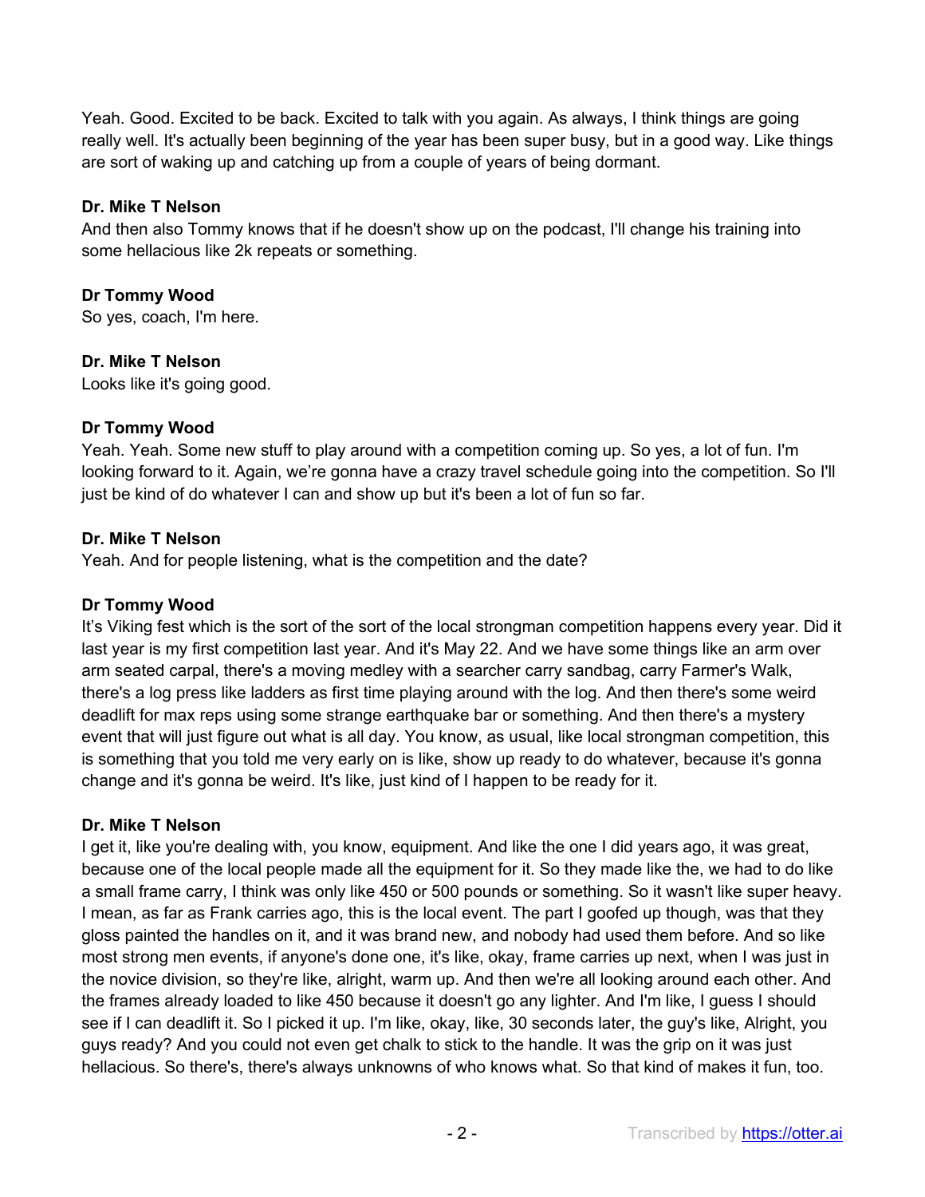Yeah. Good. Excited to be back. Excited to talk with you again. As always, I think things are going really well. It's actually been beginning of the year has been super busy, but in a good way. Like things are sort of waking up and catching up from a couple of years of being dormant.

**Dr. Mike T Nelson**
And then also Tommy knows that if he doesn't show up on the podcast, I'll change his training into some hellacious like 2k repeats or something.

**Dr Tommy Wood**
So yes, coach, I'm here.

**Dr. Mike T Nelson**
Looks like it's going good.

**Dr Tommy Wood**
Yeah. Yeah. Some new stuff to play around with a competition coming up. So yes, a lot of fun. I'm looking forward to it. Again, we're gonna have a crazy travel schedule going into the competition. So I'll just be kind of do whatever I can and show up but it's been a lot of fun so far.

**Dr. Mike T Nelson**
Yeah. And for people listening, what is the competition and the date?

**Dr Tommy Wood**
It's Viking fest which is the sort of the sort of the local strongman competition happens every year. Did it last year is my first competition last year. And it's May 22. And we have some things like an arm over arm seated carpal, there's a moving medley with a searcher carry sandbag, carry Farmer's Walk, there's a log press like ladders as first time playing around with the log. And then there's some weird deadlift for max reps using some strange earthquake bar or something. And then there's a mystery event that will just figure out what is all day. You know, as usual, like local strongman competition, this is something that you told me very early on is like, show up ready to do whatever, because it's gonna change and it's gonna be weird. It's like, just kind of I happen to be ready for it.

**Dr. Mike T Nelson**
I get it, like you're dealing with, you know, equipment. And like the one I did years ago, it was great, because one of the local people made all the equipment for it. So they made like the, we had to do like a small frame carry, I think was only like 450 or 500 pounds or something. So it wasn't like super heavy. I mean, as far as Frank carries ago, this is the local event. The part I goofed up though, was that they gloss painted the handles on it, and it was brand new, and nobody had used them before. And so like most strong men events, if anyone's done one, it's like, okay, frame carries up next, when I was just in the novice division, so they're like, alright, warm up. And then we're all looking around each other. And the frames already loaded to like 450 because it doesn't go any lighter. And I'm like, I guess I should see if I can deadlift it. So I picked it up. I'm like, okay, like, 30 seconds later, the guy's like, Alright, you guys ready? And you could not even get chalk to stick to the handle. It was the grip on it was just hellacious. So there's, there's always unknowns of who knows what. So that kind of makes it fun, too.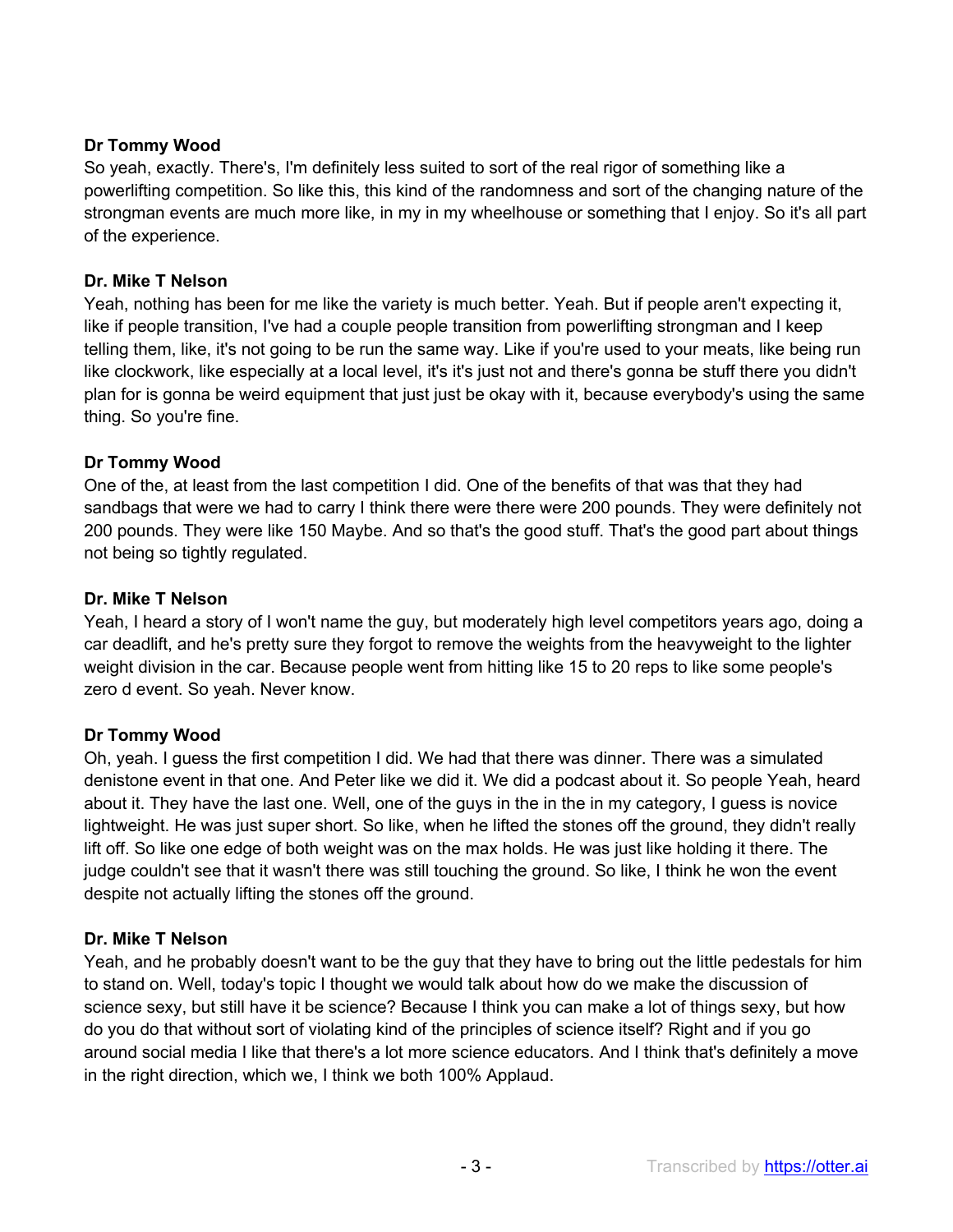**Dr Tommy Wood**
So yeah, exactly. There's, I'm definitely less suited to sort of the real rigor of something like a powerlifting competition. So like this, this kind of the randomness and sort of the changing nature of the strongman events are much more like, in my in my wheelhouse or something that I enjoy. So it's all part of the experience.

**Dr. Mike T Nelson**
Yeah, nothing has been for me like the variety is much better. Yeah. But if people aren't expecting it, like if people transition, I've had a couple people transition from powerlifting strongman and I keep telling them, like, it's not going to be run the same way. Like if you're used to your meats, like being run like clockwork, like especially at a local level, it's it's just not and there's gonna be stuff there you didn't plan for is gonna be weird equipment that just just be okay with it, because everybody's using the same thing. So you're fine.

**Dr Tommy Wood**
One of the, at least from the last competition I did. One of the benefits of that was that they had sandbags that were we had to carry I think there were there were 200 pounds. They were definitely not 200 pounds. They were like 150 Maybe. And so that's the good stuff. That's the good part about things not being so tightly regulated.

**Dr. Mike T Nelson**
Yeah, I heard a story of I won't name the guy, but moderately high level competitors years ago, doing a car deadlift, and he's pretty sure they forgot to remove the weights from the heavyweight to the lighter weight division in the car. Because people went from hitting like 15 to 20 reps to like some people's zero d event. So yeah. Never know.

**Dr Tommy Wood**
Oh, yeah. I guess the first competition I did. We had that there was dinner. There was a simulated denistone event in that one. And Peter like we did it. We did a podcast about it. So people Yeah, heard about it. They have the last one. Well, one of the guys in the in the in my category, I guess is novice lightweight. He was just super short. So like, when he lifted the stones off the ground, they didn't really lift off. So like one edge of both weight was on the max holds. He was just like holding it there. The judge couldn't see that it wasn't there was still touching the ground. So like, I think he won the event despite not actually lifting the stones off the ground.

**Dr. Mike T Nelson**
Yeah, and he probably doesn't want to be the guy that they have to bring out the little pedestals for him to stand on. Well, today's topic I thought we would talk about how do we make the discussion of science sexy, but still have it be science? Because I think you can make a lot of things sexy, but how do you do that without sort of violating kind of the principles of science itself? Right and if you go around social media I like that there's a lot more science educators. And I think that's definitely a move in the right direction, which we, I think we both 100% Applaud.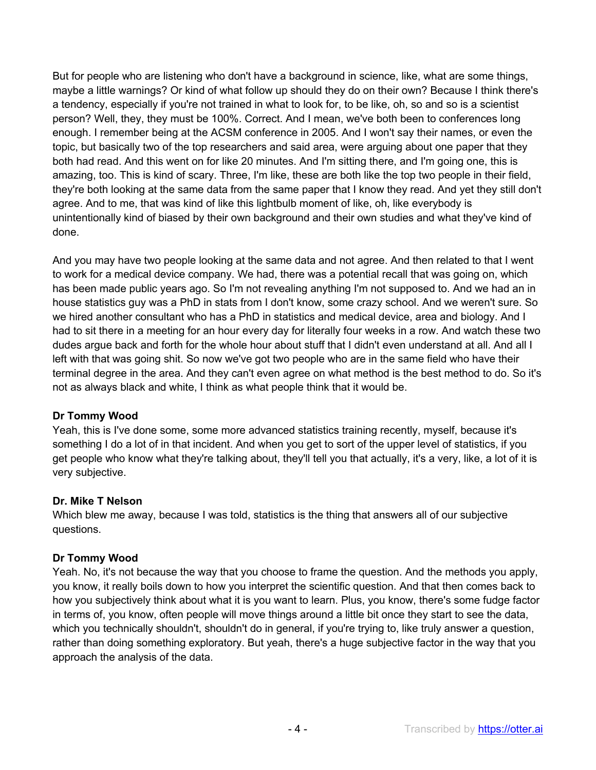But for people who are listening who don't have a background in science, like, what are some things, maybe a little warnings? Or kind of what follow up should they do on their own? Because I think there's a tendency, especially if you're not trained in what to look for, to be like, oh, so and so is a scientist person? Well, they, they must be 100%. Correct. And I mean, we've both been to conferences long enough. I remember being at the ACSM conference in 2005. And I won't say their names, or even the topic, but basically two of the top researchers and said area, were arguing about one paper that they both had read. And this went on for like 20 minutes. And I'm sitting there, and I'm going one, this is amazing, too. This is kind of scary. Three, I'm like, these are both like the top two people in their field, they're both looking at the same data from the same paper that I know they read. And yet they still don't agree. And to me, that was kind of like this lightbulb moment of like, oh, like everybody is unintentionally kind of biased by their own background and their own studies and what they've kind of done.

And you may have two people looking at the same data and not agree. And then related to that I went to work for a medical device company. We had, there was a potential recall that was going on, which has been made public years ago. So I'm not revealing anything I'm not supposed to. And we had an in house statistics guy was a PhD in stats from I don't know, some crazy school. And we weren't sure. So we hired another consultant who has a PhD in statistics and medical device, area and biology. And I had to sit there in a meeting for an hour every day for literally four weeks in a row. And watch these two dudes argue back and forth for the whole hour about stuff that I didn't even understand at all. And all I left with that was going shit. So now we've got two people who are in the same field who have their terminal degree in the area. And they can't even agree on what method is the best method to do. So it's not as always black and white, I think as what people think that it would be.

**Dr Tommy Wood**
Yeah, this is I've done some, some more advanced statistics training recently, myself, because it's something I do a lot of in that incident. And when you get to sort of the upper level of statistics, if you get people who know what they're talking about, they'll tell you that actually, it's a very, like, a lot of it is very subjective.

**Dr. Mike T Nelson**
Which blew me away, because I was told, statistics is the thing that answers all of our subjective questions.

**Dr Tommy Wood**
Yeah. No, it's not because the way that you choose to frame the question. And the methods you apply, you know, it really boils down to how you interpret the scientific question. And that then comes back to how you subjectively think about what it is you want to learn. Plus, you know, there's some fudge factor in terms of, you know, often people will move things around a little bit once they start to see the data, which you technically shouldn't, shouldn't do in general, if you're trying to, like truly answer a question, rather than doing something exploratory. But yeah, there's a huge subjective factor in the way that you approach the analysis of the data.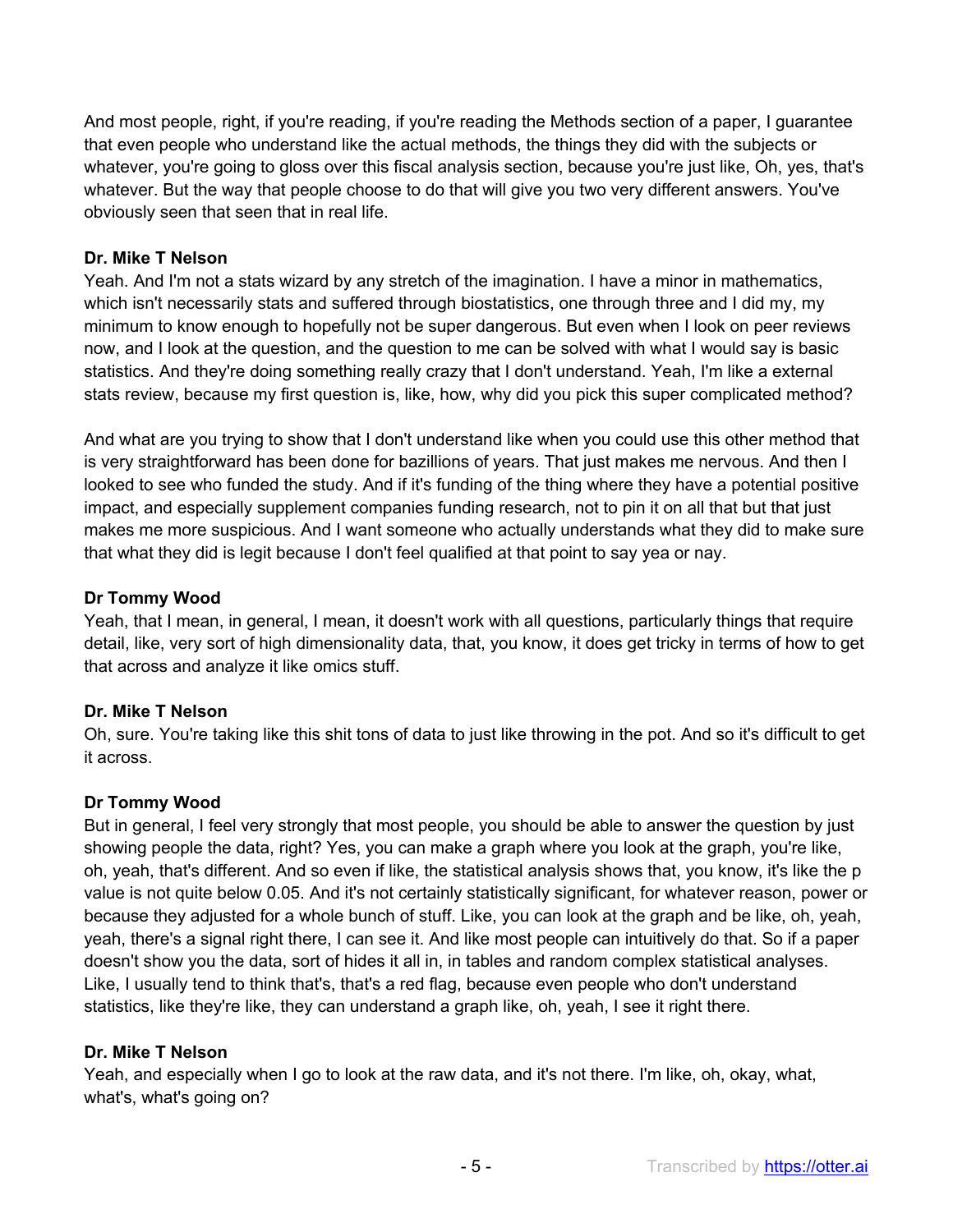And most people, right, if you're reading, if you're reading the Methods section of a paper, I guarantee that even people who understand like the actual methods, the things they did with the subjects or whatever, you're going to gloss over this fiscal analysis section, because you're just like, Oh, yes, that's whatever. But the way that people choose to do that will give you two very different answers. You've obviously seen that seen that in real life.

**Dr. Mike T Nelson**
Yeah. And I'm not a stats wizard by any stretch of the imagination. I have a minor in mathematics, which isn't necessarily stats and suffered through biostatistics, one through three and I did my, my minimum to know enough to hopefully not be super dangerous. But even when I look on peer reviews now, and I look at the question, and the question to me can be solved with what I would say is basic statistics. And they're doing something really crazy that I don't understand. Yeah, I'm like a external stats review, because my first question is, like, how, why did you pick this super complicated method?

And what are you trying to show that I don't understand like when you could use this other method that is very straightforward has been done for bazillions of years. That just makes me nervous. And then I looked to see who funded the study. And if it's funding of the thing where they have a potential positive impact, and especially supplement companies funding research, not to pin it on all that but that just makes me more suspicious. And I want someone who actually understands what they did to make sure that what they did is legit because I don't feel qualified at that point to say yea or nay.

**Dr Tommy Wood**
Yeah, that I mean, in general, I mean, it doesn't work with all questions, particularly things that require detail, like, very sort of high dimensionality data, that, you know, it does get tricky in terms of how to get that across and analyze it like omics stuff.

**Dr. Mike T Nelson**
Oh, sure. You're taking like this shit tons of data to just like throwing in the pot. And so it's difficult to get it across.

**Dr Tommy Wood**
But in general, I feel very strongly that most people, you should be able to answer the question by just showing people the data, right? Yes, you can make a graph where you look at the graph, you're like, oh, yeah, that's different. And so even if like, the statistical analysis shows that, you know, it's like the p value is not quite below 0.05. And it's not certainly statistically significant, for whatever reason, power or because they adjusted for a whole bunch of stuff. Like, you can look at the graph and be like, oh, yeah, yeah, there's a signal right there, I can see it. And like most people can intuitively do that. So if a paper doesn't show you the data, sort of hides it all in, in tables and random complex statistical analyses. Like, I usually tend to think that's, that's a red flag, because even people who don't understand statistics, like they're like, they can understand a graph like, oh, yeah, I see it right there.

**Dr. Mike T Nelson**
Yeah, and especially when I go to look at the raw data, and it's not there. I'm like, oh, okay, what, what's, what's going on?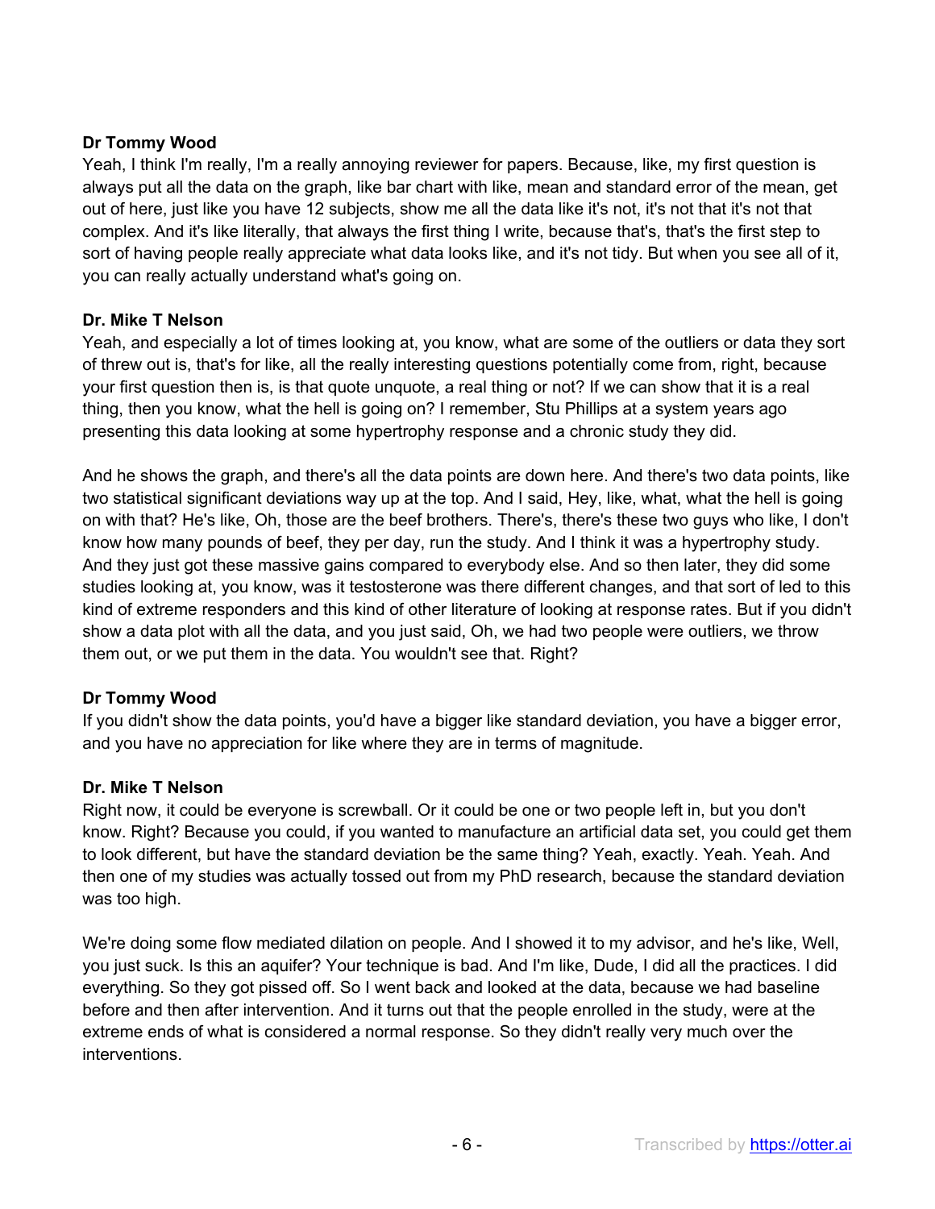**Dr Tommy Wood**
Yeah, I think I'm really, I'm a really annoying reviewer for papers. Because, like, my first question is always put all the data on the graph, like bar chart with like, mean and standard error of the mean, get out of here, just like you have 12 subjects, show me all the data like it's not, it's not that it's not that complex. And it's like literally, that always the first thing I write, because that's, that's the first step to sort of having people really appreciate what data looks like, and it's not tidy. But when you see all of it, you can really actually understand what's going on.

**Dr. Mike T Nelson**
Yeah, and especially a lot of times looking at, you know, what are some of the outliers or data they sort of threw out is, that's for like, all the really interesting questions potentially come from, right, because your first question then is, is that quote unquote, a real thing or not? If we can show that it is a real thing, then you know, what the hell is going on? I remember, Stu Phillips at a system years ago presenting this data looking at some hypertrophy response and a chronic study they did.

And he shows the graph, and there's all the data points are down here. And there's two data points, like two statistical significant deviations way up at the top. And I said, Hey, like, what, what the hell is going on with that? He's like, Oh, those are the beef brothers. There's, there's these two guys who like, I don't know how many pounds of beef, they per day, run the study. And I think it was a hypertrophy study. And they just got these massive gains compared to everybody else. And so then later, they did some studies looking at, you know, was it testosterone was there different changes, and that sort of led to this kind of extreme responders and this kind of other literature of looking at response rates. But if you didn't show a data plot with all the data, and you just said, Oh, we had two people were outliers, we throw them out, or we put them in the data. You wouldn't see that. Right?

**Dr Tommy Wood**
If you didn't show the data points, you'd have a bigger like standard deviation, you have a bigger error, and you have no appreciation for like where they are in terms of magnitude.

**Dr. Mike T Nelson**
Right now, it could be everyone is screwball. Or it could be one or two people left in, but you don't know. Right? Because you could, if you wanted to manufacture an artificial data set, you could get them to look different, but have the standard deviation be the same thing? Yeah, exactly. Yeah. Yeah. And then one of my studies was actually tossed out from my PhD research, because the standard deviation was too high.

We're doing some flow mediated dilation on people. And I showed it to my advisor, and he's like, Well, you just suck. Is this an aquifer? Your technique is bad. And I'm like, Dude, I did all the practices. I did everything. So they got pissed off. So I went back and looked at the data, because we had baseline before and then after intervention. And it turns out that the people enrolled in the study, were at the extreme ends of what is considered a normal response. So they didn't really very much over the interventions.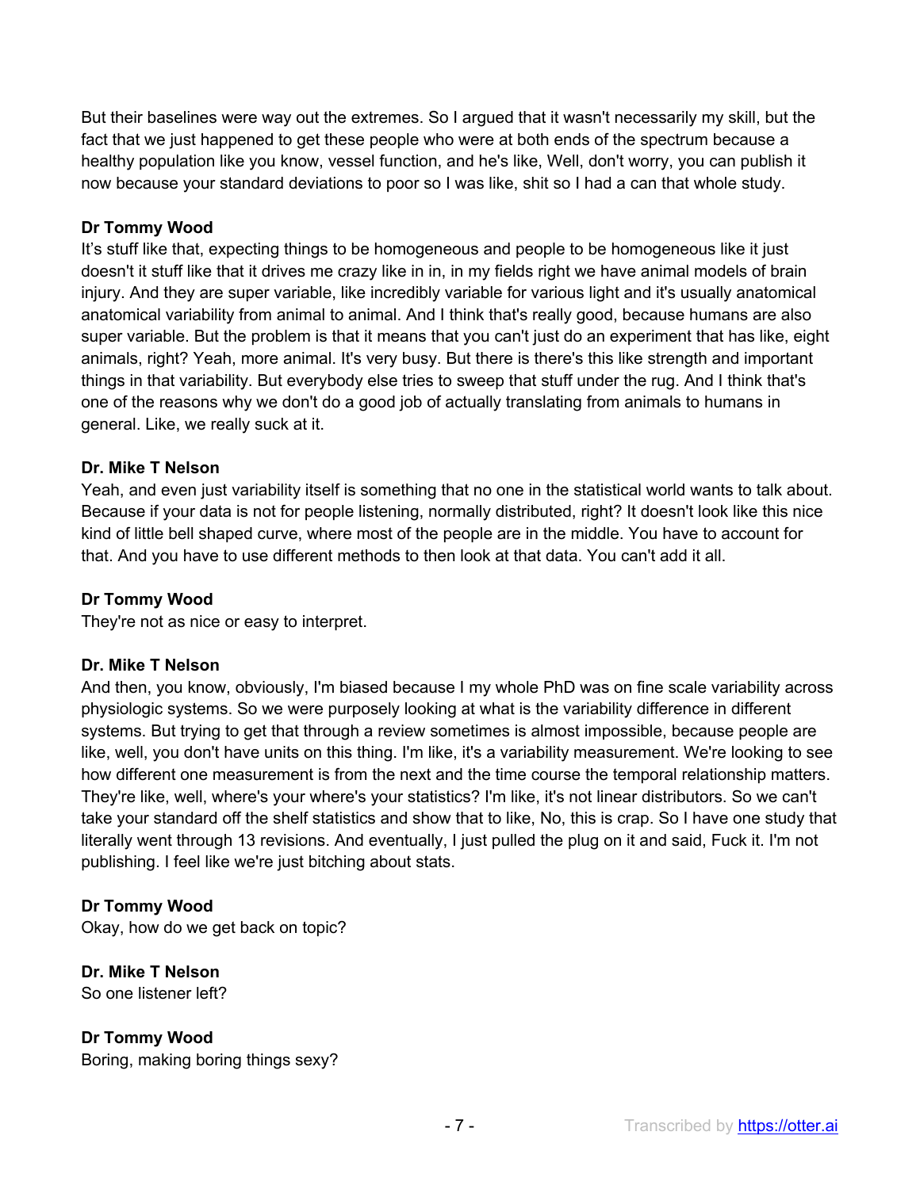But their baselines were way out the extremes. So I argued that it wasn't necessarily my skill, but the fact that we just happened to get these people who were at both ends of the spectrum because a healthy population like you know, vessel function, and he's like, Well, don't worry, you can publish it now because your standard deviations to poor so I was like, shit so I had a can that whole study.

**Dr Tommy Wood**
It's stuff like that, expecting things to be homogeneous and people to be homogeneous like it just doesn't it stuff like that it drives me crazy like in in, in my fields right we have animal models of brain injury. And they are super variable, like incredibly variable for various light and it's usually anatomical anatomical variability from animal to animal. And I think that's really good, because humans are also super variable. But the problem is that it means that you can't just do an experiment that has like, eight animals, right? Yeah, more animal. It's very busy. But there is there's this like strength and important things in that variability. But everybody else tries to sweep that stuff under the rug. And I think that's one of the reasons why we don't do a good job of actually translating from animals to humans in general. Like, we really suck at it.

**Dr. Mike T Nelson**
Yeah, and even just variability itself is something that no one in the statistical world wants to talk about. Because if your data is not for people listening, normally distributed, right? It doesn't look like this nice kind of little bell shaped curve, where most of the people are in the middle. You have to account for that. And you have to use different methods to then look at that data. You can't add it all.

**Dr Tommy Wood**
They're not as nice or easy to interpret.

**Dr. Mike T Nelson**
And then, you know, obviously, I'm biased because I my whole PhD was on fine scale variability across physiologic systems. So we were purposely looking at what is the variability difference in different systems. But trying to get that through a review sometimes is almost impossible, because people are like, well, you don't have units on this thing. I'm like, it's a variability measurement. We're looking to see how different one measurement is from the next and the time course the temporal relationship matters. They're like, well, where's your where's your statistics? I'm like, it's not linear distributors. So we can't take your standard off the shelf statistics and show that to like, No, this is crap. So I have one study that literally went through 13 revisions. And eventually, I just pulled the plug on it and said, Fuck it. I'm not publishing. I feel like we're just bitching about stats.

**Dr Tommy Wood**
Okay, how do we get back on topic?

**Dr. Mike T Nelson**
So one listener left?

**Dr Tommy Wood**
Boring, making boring things sexy?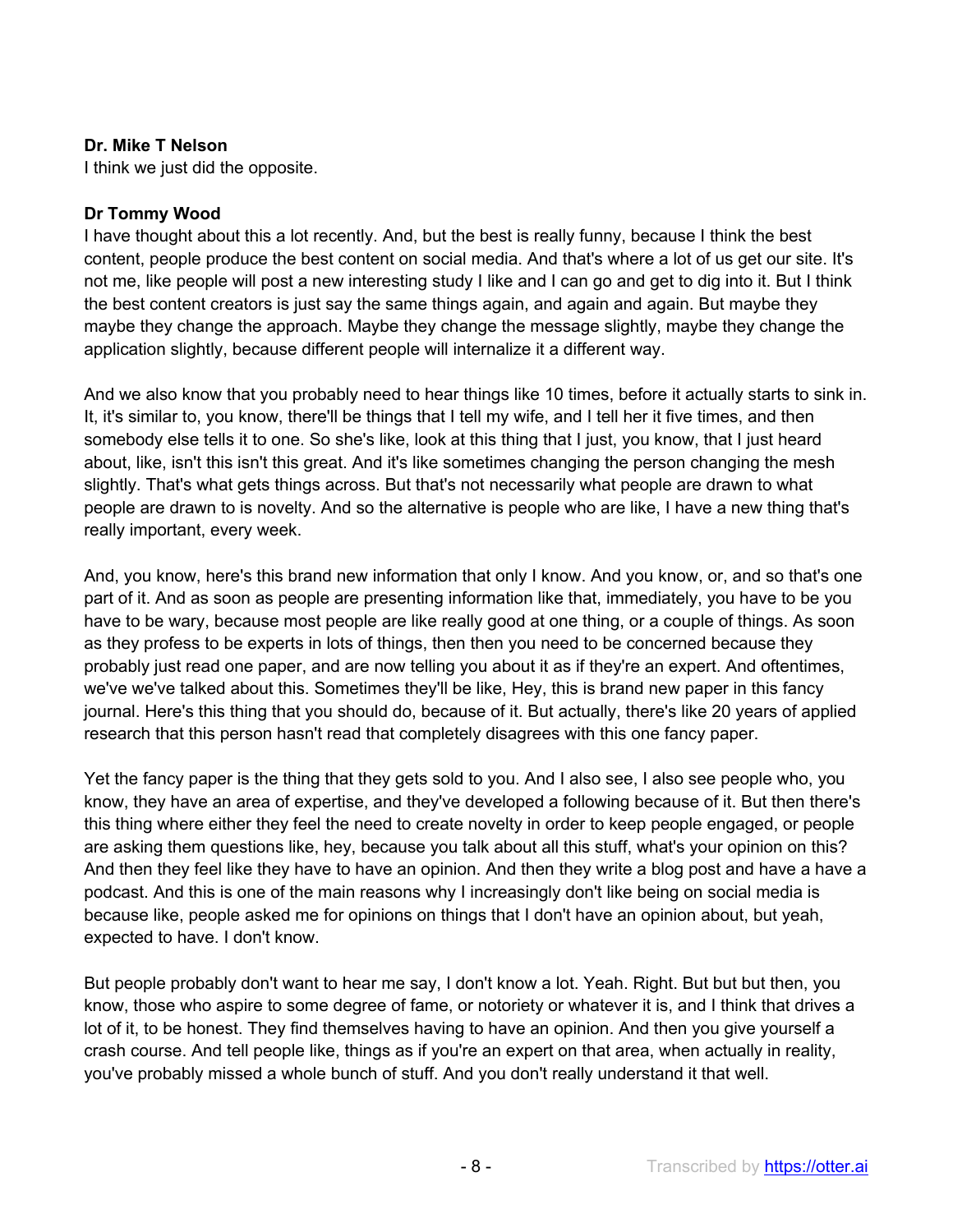**Dr. Mike T Nelson**
I think we just did the opposite.

**Dr Tommy Wood**
I have thought about this a lot recently. And, but the best is really funny, because I think the best content, people produce the best content on social media. And that's where a lot of us get our site. It's not me, like people will post a new interesting study I like and I can go and get to dig into it. But I think the best content creators is just say the same things again, and again and again. But maybe they maybe they change the approach. Maybe they change the message slightly, maybe they change the application slightly, because different people will internalize it a different way.

And we also know that you probably need to hear things like 10 times, before it actually starts to sink in. It, it's similar to, you know, there'll be things that I tell my wife, and I tell her it five times, and then somebody else tells it to one. So she's like, look at this thing that I just, you know, that I just heard about, like, isn't this isn't this great. And it's like sometimes changing the person changing the mesh slightly. That's what gets things across. But that's not necessarily what people are drawn to what people are drawn to is novelty. And so the alternative is people who are like, I have a new thing that's really important, every week.

And, you know, here's this brand new information that only I know. And you know, or, and so that's one part of it. And as soon as people are presenting information like that, immediately, you have to be you have to be wary, because most people are like really good at one thing, or a couple of things. As soon as they profess to be experts in lots of things, then then you need to be concerned because they probably just read one paper, and are now telling you about it as if they're an expert. And oftentimes, we've we've talked about this. Sometimes they'll be like, Hey, this is brand new paper in this fancy journal. Here's this thing that you should do, because of it. But actually, there's like 20 years of applied research that this person hasn't read that completely disagrees with this one fancy paper.

Yet the fancy paper is the thing that they gets sold to you. And I also see, I also see people who, you know, they have an area of expertise, and they've developed a following because of it. But then there's this thing where either they feel the need to create novelty in order to keep people engaged, or people are asking them questions like, hey, because you talk about all this stuff, what's your opinion on this? And then they feel like they have to have an opinion. And then they write a blog post and have a have a podcast. And this is one of the main reasons why I increasingly don't like being on social media is because like, people asked me for opinions on things that I don't have an opinion about, but yeah, expected to have. I don't know.

But people probably don't want to hear me say, I don't know a lot. Yeah. Right. But but but then, you know, those who aspire to some degree of fame, or notoriety or whatever it is, and I think that drives a lot of it, to be honest. They find themselves having to have an opinion. And then you give yourself a crash course. And tell people like, things as if you're an expert on that area, when actually in reality, you've probably missed a whole bunch of stuff. And you don't really understand it that well.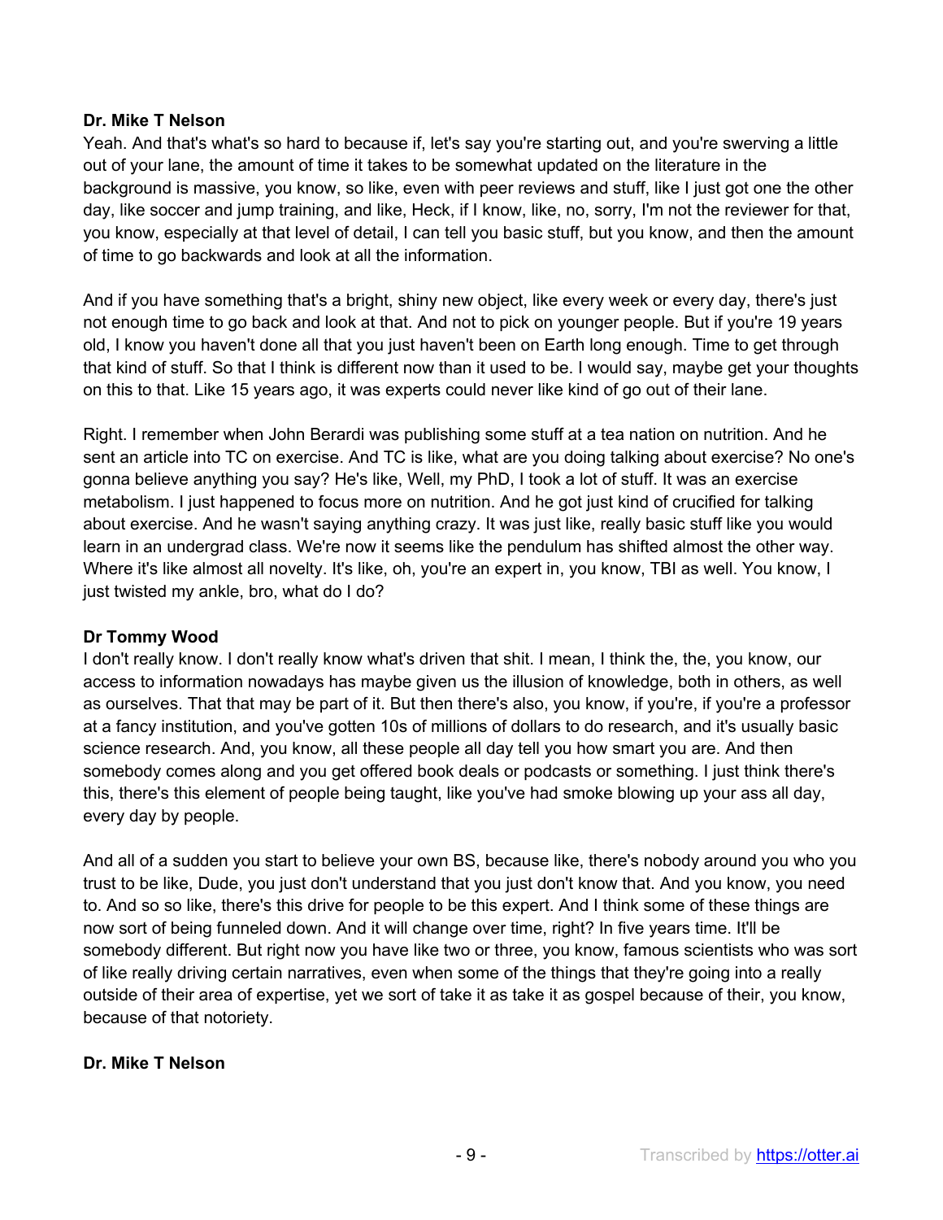**Dr. Mike T Nelson**

Yeah. And that's what's so hard to because if, let's say you're starting out, and you're swerving a little out of your lane, the amount of time it takes to be somewhat updated on the literature in the background is massive, you know, so like, even with peer reviews and stuff, like I just got one the other day, like soccer and jump training, and like, Heck, if I know, like, no, sorry, I'm not the reviewer for that, you know, especially at that level of detail, I can tell you basic stuff, but you know, and then the amount of time to go backwards and look at all the information.

And if you have something that's a bright, shiny new object, like every week or every day, there's just not enough time to go back and look at that. And not to pick on younger people. But if you're 19 years old, I know you haven't done all that you just haven't been on Earth long enough. Time to get through that kind of stuff. So that I think is different now than it used to be. I would say, maybe get your thoughts on this to that. Like 15 years ago, it was experts could never like kind of go out of their lane.

Right. I remember when John Berardi was publishing some stuff at a tea nation on nutrition. And he sent an article into TC on exercise. And TC is like, what are you doing talking about exercise? No one's gonna believe anything you say? He's like, Well, my PhD, I took a lot of stuff. It was an exercise metabolism. I just happened to focus more on nutrition. And he got just kind of crucified for talking about exercise. And he wasn't saying anything crazy. It was just like, really basic stuff like you would learn in an undergrad class. We're now it seems like the pendulum has shifted almost the other way. Where it's like almost all novelty. It's like, oh, you're an expert in, you know, TBI as well. You know, I just twisted my ankle, bro, what do I do?

**Dr Tommy Wood**

I don't really know. I don't really know what's driven that shit. I mean, I think the, the, you know, our access to information nowadays has maybe given us the illusion of knowledge, both in others, as well as ourselves. That that may be part of it. But then there's also, you know, if you're, if you're a professor at a fancy institution, and you've gotten 10s of millions of dollars to do research, and it's usually basic science research. And, you know, all these people all day tell you how smart you are. And then somebody comes along and you get offered book deals or podcasts or something. I just think there's this, there's this element of people being taught, like you've had smoke blowing up your ass all day, every day by people.

And all of a sudden you start to believe your own BS, because like, there's nobody around you who you trust to be like, Dude, you just don't understand that you just don't know that. And you know, you need to. And so so like, there's this drive for people to be this expert. And I think some of these things are now sort of being funneled down. And it will change over time, right? In five years time. It'll be somebody different. But right now you have like two or three, you know, famous scientists who was sort of like really driving certain narratives, even when some of the things that they're going into a really outside of their area of expertise, yet we sort of take it as take it as gospel because of their, you know, because of that notoriety.

**Dr. Mike T Nelson**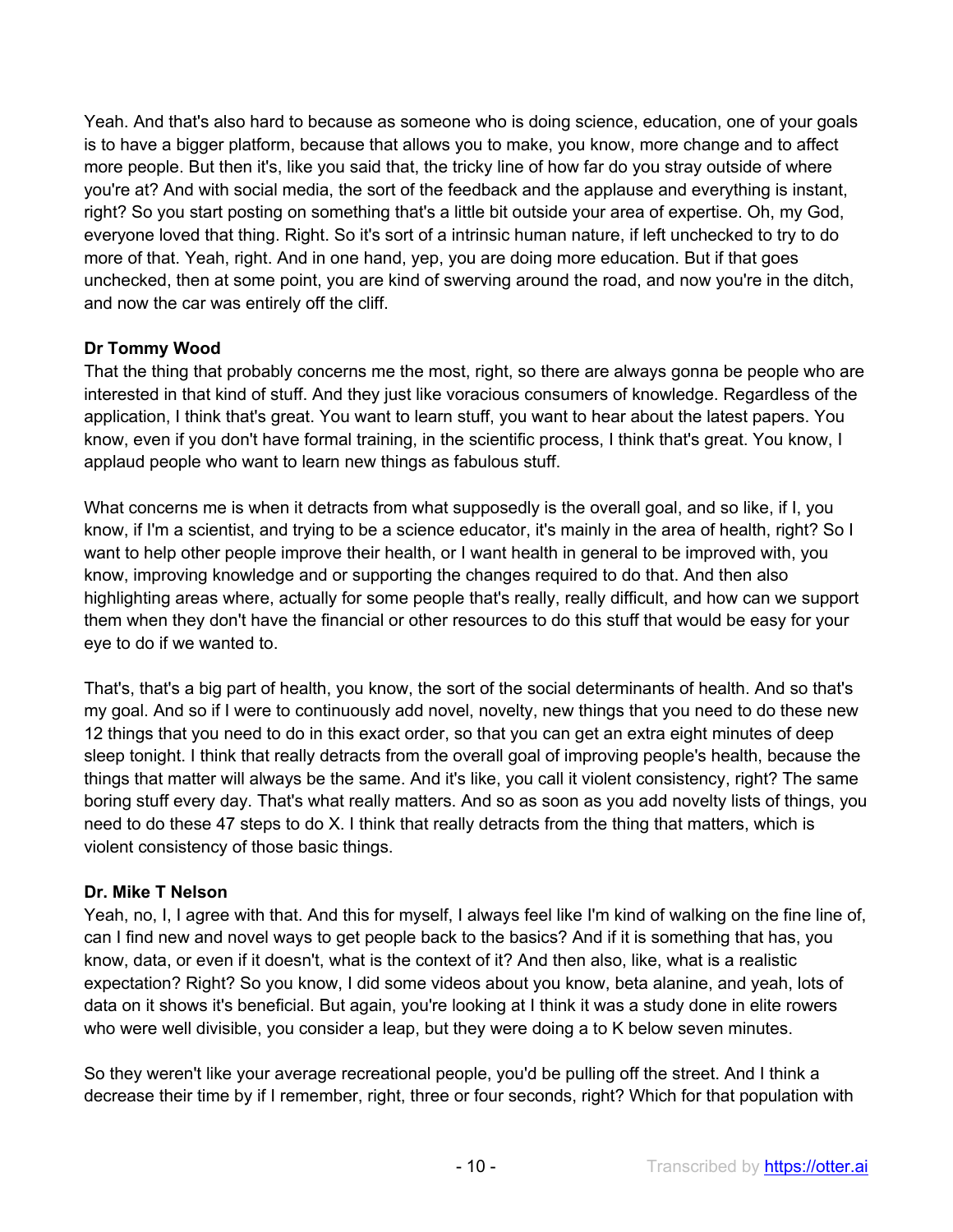Yeah. And that's also hard to because as someone who is doing science, education, one of your goals is to have a bigger platform, because that allows you to make, you know, more change and to affect more people. But then it's, like you said that, the tricky line of how far do you stray outside of where you're at? And with social media, the sort of the feedback and the applause and everything is instant, right? So you start posting on something that's a little bit outside your area of expertise. Oh, my God, everyone loved that thing. Right. So it's sort of a intrinsic human nature, if left unchecked to try to do more of that. Yeah, right. And in one hand, yep, you are doing more education. But if that goes unchecked, then at some point, you are kind of swerving around the road, and now you're in the ditch, and now the car was entirely off the cliff.

**Dr Tommy Wood**

That the thing that probably concerns me the most, right, so there are always gonna be people who are interested in that kind of stuff. And they just like voracious consumers of knowledge. Regardless of the application, I think that's great. You want to learn stuff, you want to hear about the latest papers. You know, even if you don't have formal training, in the scientific process, I think that's great. You know, I applaud people who want to learn new things as fabulous stuff.

What concerns me is when it detracts from what supposedly is the overall goal, and so like, if I, you know, if I'm a scientist, and trying to be a science educator, it's mainly in the area of health, right? So I want to help other people improve their health, or I want health in general to be improved with, you know, improving knowledge and or supporting the changes required to do that. And then also highlighting areas where, actually for some people that's really, really difficult, and how can we support them when they don't have the financial or other resources to do this stuff that would be easy for your eye to do if we wanted to.

That's, that's a big part of health, you know, the sort of the social determinants of health. And so that's my goal. And so if I were to continuously add novel, novelty, new things that you need to do these new 12 things that you need to do in this exact order, so that you can get an extra eight minutes of deep sleep tonight. I think that really detracts from the overall goal of improving people's health, because the things that matter will always be the same. And it's like, you call it violent consistency, right? The same boring stuff every day. That's what really matters. And so as soon as you add novelty lists of things, you need to do these 47 steps to do X. I think that really detracts from the thing that matters, which is violent consistency of those basic things.

**Dr. Mike T Nelson**

Yeah, no, I, I agree with that. And this for myself, I always feel like I'm kind of walking on the fine line of, can I find new and novel ways to get people back to the basics? And if it is something that has, you know, data, or even if it doesn't, what is the context of it? And then also, like, what is a realistic expectation? Right? So you know, I did some videos about you know, beta alanine, and yeah, lots of data on it shows it's beneficial. But again, you're looking at I think it was a study done in elite rowers who were well divisible, you consider a leap, but they were doing a to K below seven minutes.

So they weren't like your average recreational people, you'd be pulling off the street. And I think a decrease their time by if I remember, right, three or four seconds, right? Which for that population with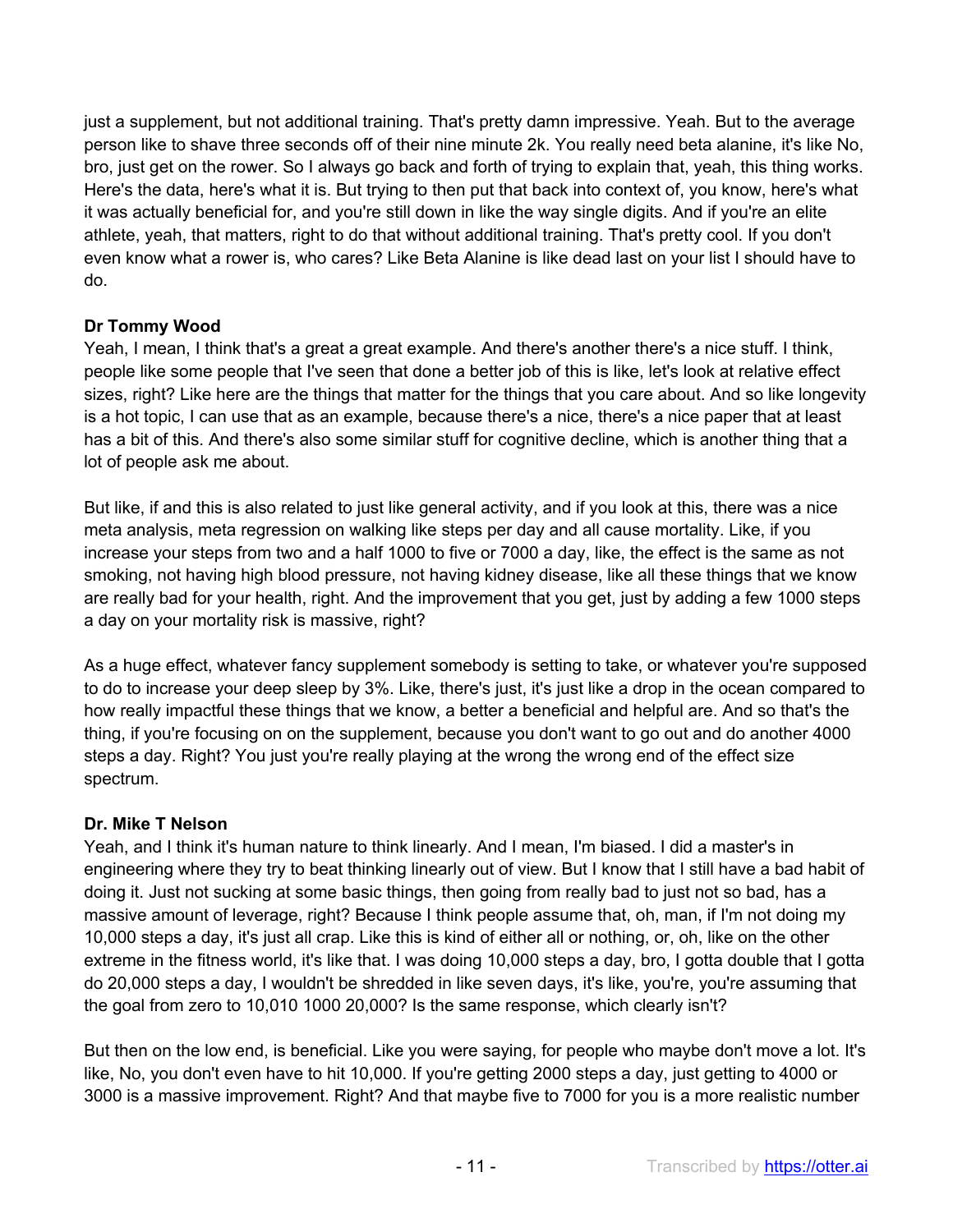just a supplement, but not additional training. That's pretty damn impressive. Yeah. But to the average person like to shave three seconds off of their nine minute 2k. You really need beta alanine, it's like No, bro, just get on the rower. So I always go back and forth of trying to explain that, yeah, this thing works. Here's the data, here's what it is. But trying to then put that back into context of, you know, here's what it was actually beneficial for, and you're still down in like the way single digits. And if you're an elite athlete, yeah, that matters, right to do that without additional training. That's pretty cool. If you don't even know what a rower is, who cares? Like Beta Alanine is like dead last on your list I should have to do.

**Dr Tommy Wood**

Yeah, I mean, I think that's a great a great example. And there's another there's a nice stuff. I think, people like some people that I've seen that done a better job of this is like, let's look at relative effect sizes, right? Like here are the things that matter for the things that you care about. And so like longevity is a hot topic, I can use that as an example, because there's a nice, there's a nice paper that at least has a bit of this. And there's also some similar stuff for cognitive decline, which is another thing that a lot of people ask me about.

But like, if and this is also related to just like general activity, and if you look at this, there was a nice meta analysis, meta regression on walking like steps per day and all cause mortality. Like, if you increase your steps from two and a half 1000 to five or 7000 a day, like, the effect is the same as not smoking, not having high blood pressure, not having kidney disease, like all these things that we know are really bad for your health, right. And the improvement that you get, just by adding a few 1000 steps a day on your mortality risk is massive, right?

As a huge effect, whatever fancy supplement somebody is setting to take, or whatever you're supposed to do to increase your deep sleep by 3%. Like, there's just, it's just like a drop in the ocean compared to how really impactful these things that we know, a better a beneficial and helpful are. And so that's the thing, if you're focusing on on the supplement, because you don't want to go out and do another 4000 steps a day. Right? You just you're really playing at the wrong the wrong end of the effect size spectrum.

**Dr. Mike T Nelson**

Yeah, and I think it's human nature to think linearly. And I mean, I'm biased. I did a master's in engineering where they try to beat thinking linearly out of view. But I know that I still have a bad habit of doing it. Just not sucking at some basic things, then going from really bad to just not so bad, has a massive amount of leverage, right? Because I think people assume that, oh, man, if I'm not doing my 10,000 steps a day, it's just all crap. Like this is kind of either all or nothing, or, oh, like on the other extreme in the fitness world, it's like that. I was doing 10,000 steps a day, bro, I gotta double that I gotta do 20,000 steps a day, I wouldn't be shredded in like seven days, it's like, you're, you're assuming that the goal from zero to 10,010 1000 20,000? Is the same response, which clearly isn't?

But then on the low end, is beneficial. Like you were saying, for people who maybe don't move a lot. It's like, No, you don't even have to hit 10,000. If you're getting 2000 steps a day, just getting to 4000 or 3000 is a massive improvement. Right? And that maybe five to 7000 for you is a more realistic number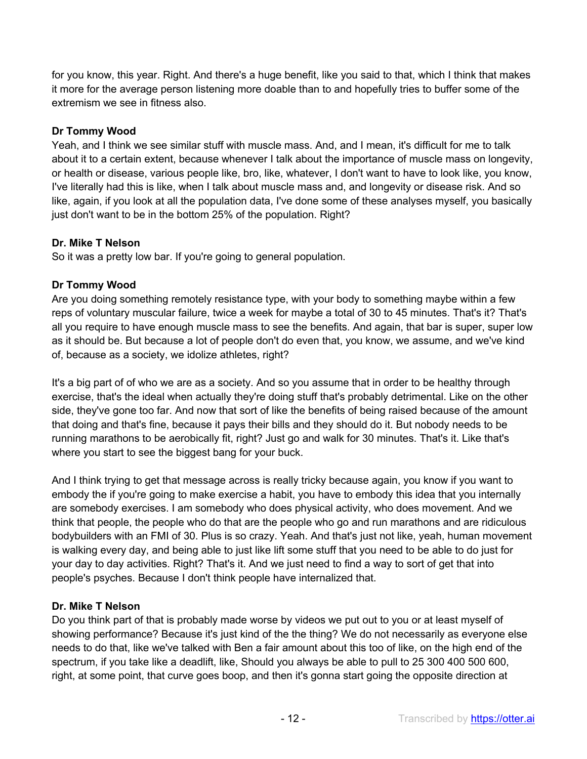for you know, this year. Right. And there's a huge benefit, like you said to that, which I think that makes it more for the average person listening more doable than to and hopefully tries to buffer some of the extremism we see in fitness also.

**Dr Tommy Wood**
Yeah, and I think we see similar stuff with muscle mass. And, and I mean, it's difficult for me to talk about it to a certain extent, because whenever I talk about the importance of muscle mass on longevity, or health or disease, various people like, bro, like, whatever, I don't want to have to look like, you know, I've literally had this is like, when I talk about muscle mass and, and longevity or disease risk. And so like, again, if you look at all the population data, I've done some of these analyses myself, you basically just don't want to be in the bottom 25% of the population. Right?

**Dr. Mike T Nelson**
So it was a pretty low bar. If you're going to general population.

**Dr Tommy Wood**
Are you doing something remotely resistance type, with your body to something maybe within a few reps of voluntary muscular failure, twice a week for maybe a total of 30 to 45 minutes. That's it? That's all you require to have enough muscle mass to see the benefits. And again, that bar is super, super low as it should be. But because a lot of people don't do even that, you know, we assume, and we've kind of, because as a society, we idolize athletes, right?

It's a big part of of who we are as a society. And so you assume that in order to be healthy through exercise, that's the ideal when actually they're doing stuff that's probably detrimental. Like on the other side, they've gone too far. And now that sort of like the benefits of being raised because of the amount that doing and that's fine, because it pays their bills and they should do it. But nobody needs to be running marathons to be aerobically fit, right? Just go and walk for 30 minutes. That's it. Like that's where you start to see the biggest bang for your buck.

And I think trying to get that message across is really tricky because again, you know if you want to embody the if you're going to make exercise a habit, you have to embody this idea that you internally are somebody exercises. I am somebody who does physical activity, who does movement. And we think that people, the people who do that are the people who go and run marathons and are ridiculous bodybuilders with an FMI of 30. Plus is so crazy. Yeah. And that's just not like, yeah, human movement is walking every day, and being able to just like lift some stuff that you need to be able to do just for your day to day activities. Right? That's it. And we just need to find a way to sort of get that into people's psyches. Because I don't think people have internalized that.

**Dr. Mike T Nelson**
Do you think part of that is probably made worse by videos we put out to you or at least myself of showing performance? Because it's just kind of of the the thing? We do not necessarily as everyone else needs to do that, like we've talked with Ben a fair amount about this too of like, on the high end of the spectrum, if you take like a deadlift, like, Should you always be able to pull to 25 300 400 500 600, right, at some point, that curve goes boop, and then it's gonna start going the opposite direction at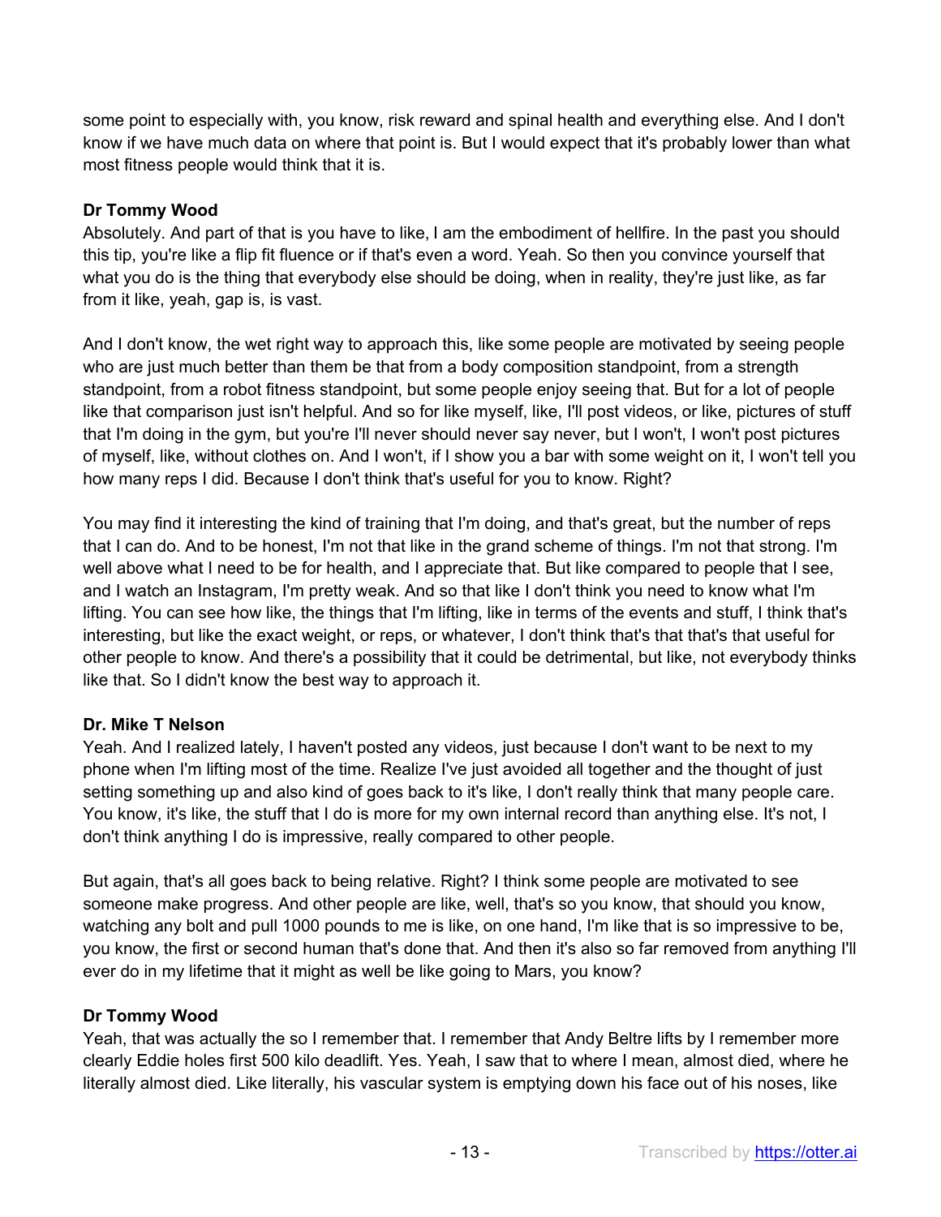some point to especially with, you know, risk reward and spinal health and everything else. And I don't know if we have much data on where that point is. But I would expect that it's probably lower than what most fitness people would think that it is.

**Dr Tommy Wood**
Absolutely. And part of that is you have to like, I am the embodiment of hellfire. In the past you should this tip, you're like a flip fit fluence or if that's even a word. Yeah. So then you convince yourself that what you do is the thing that everybody else should be doing, when in reality, they're just like, as far from it like, yeah, gap is, is vast.

And I don't know, the wet right way to approach this, like some people are motivated by seeing people who are just much better than them be that from a body composition standpoint, from a strength standpoint, from a robot fitness standpoint, but some people enjoy seeing that. But for a lot of people like that comparison just isn't helpful. And so for like myself, like, I'll post videos, or like, pictures of stuff that I'm doing in the gym, but you're I'll never should never say never, but I won't, I won't post pictures of myself, like, without clothes on. And I won't, if I show you a bar with some weight on it, I won't tell you how many reps I did. Because I don't think that's useful for you to know. Right?

You may find it interesting the kind of training that I'm doing, and that's great, but the number of reps that I can do. And to be honest, I'm not that like in the grand scheme of things. I'm not that strong. I'm well above what I need to be for health, and I appreciate that. But like compared to people that I see, and I watch an Instagram, I'm pretty weak. And so that like I don't think you need to know what I'm lifting. You can see how like, the things that I'm lifting, like in terms of the events and stuff, I think that's interesting, but like the exact weight, or reps, or whatever, I don't think that's that that's that useful for other people to know. And there's a possibility that it could be detrimental, but like, not everybody thinks like that. So I didn't know the best way to approach it.

**Dr. Mike T Nelson**
Yeah. And I realized lately, I haven't posted any videos, just because I don't want to be next to my phone when I'm lifting most of the time. Realize I've just avoided all together and the thought of just setting something up and also kind of goes back to it's like, I don't really think that many people care. You know, it's like, the stuff that I do is more for my own internal record than anything else. It's not, I don't think anything I do is impressive, really compared to other people.

But again, that's all goes back to being relative. Right? I think some people are motivated to see someone make progress. And other people are like, well, that's so you know, that should you know, watching any bolt and pull 1000 pounds to me is like, on one hand, I'm like that is so impressive to be, you know, the first or second human that's done that. And then it's also so far removed from anything I'll ever do in my lifetime that it might as well be like going to Mars, you know?

**Dr Tommy Wood**
Yeah, that was actually the so I remember that. I remember that Andy Beltre lifts by I remember more clearly Eddie holes first 500 kilo deadlift. Yes. Yeah, I saw that to where I mean, almost died, where he literally almost died. Like literally, his vascular system is emptying down his face out of his noses, like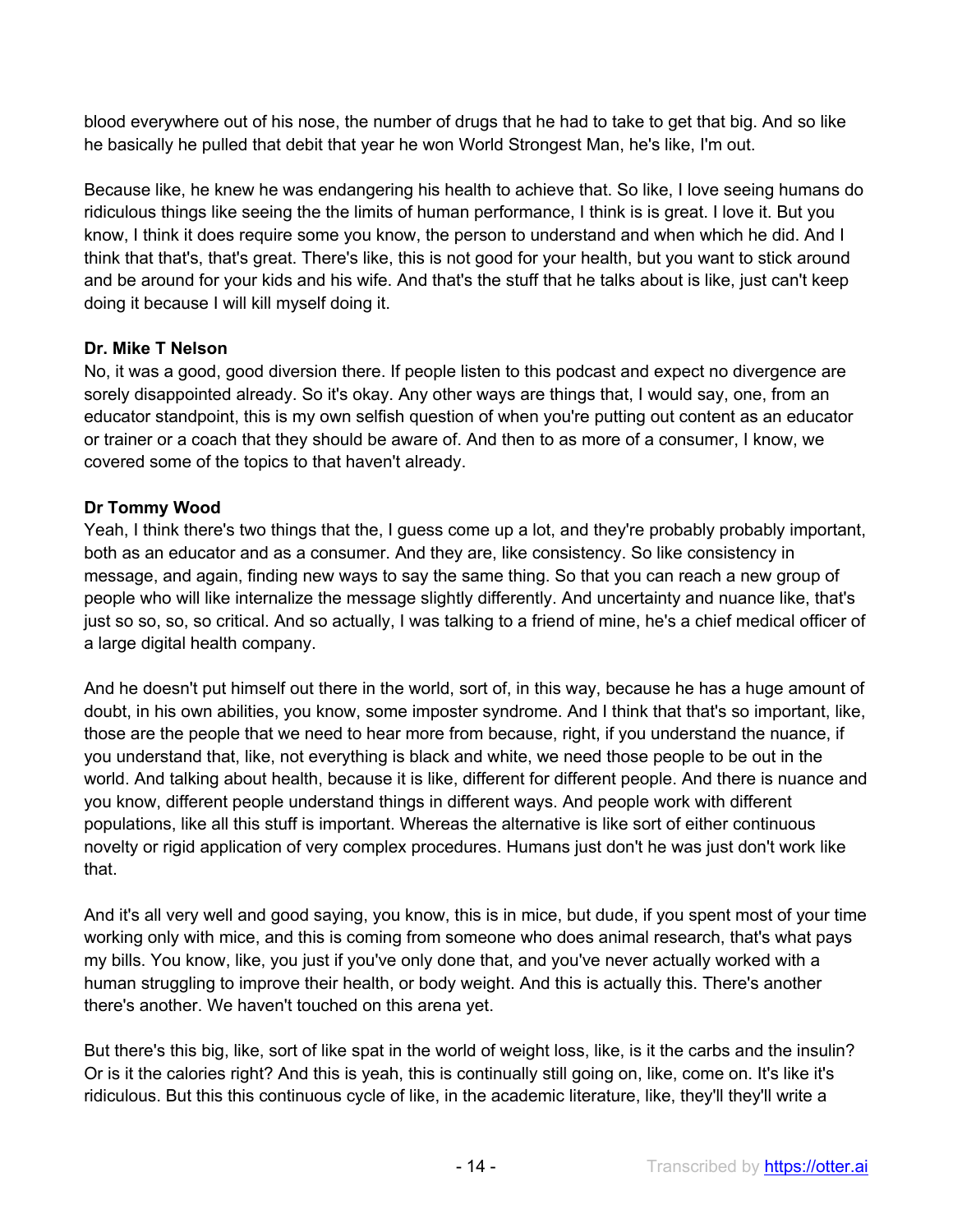blood everywhere out of his nose, the number of drugs that he had to take to get that big. And so like he basically he pulled that debit that year he won World Strongest Man, he's like, I'm out.

Because like, he knew he was endangering his health to achieve that. So like, I love seeing humans do ridiculous things like seeing the the limits of human performance, I think is is great. I love it. But you know, I think it does require some you know, the person to understand and when which he did. And I think that that's, that's great. There's like, this is not good for your health, but you want to stick around and be around for your kids and his wife. And that's the stuff that he talks about is like, just can't keep doing it because I will kill myself doing it.

**Dr. Mike T Nelson**
No, it was a good, good diversion there. If people listen to this podcast and expect no divergence are sorely disappointed already. So it's okay. Any other ways are things that, I would say, one, from an educator standpoint, this is my own selfish question of when you're putting out content as an educator or trainer or a coach that they should be aware of. And then to as more of a consumer, I know, we covered some of the topics to that haven't already.

**Dr Tommy Wood**
Yeah, I think there's two things that the, I guess come up a lot, and they're probably probably important, both as an educator and as a consumer. And they are, like consistency. So like consistency in message, and again, finding new ways to say the same thing. So that you can reach a new group of people who will like internalize the message slightly differently. And uncertainty and nuance like, that's just so so, so, so critical. And so actually, I was talking to a friend of mine, he's a chief medical officer of a large digital health company.

And he doesn't put himself out there in the world, sort of, in this way, because he has a huge amount of doubt, in his own abilities, you know, some imposter syndrome. And I think that that's so important, like, those are the people that we need to hear more from because, right, if you understand the nuance, if you understand that, like, not everything is black and white, we need those people to be out in the world. And talking about health, because it is like, different for different people. And there is nuance and you know, different people understand things in different ways. And people work with different populations, like all this stuff is important. Whereas the alternative is like sort of either continuous novelty or rigid application of very complex procedures. Humans just don't he was just don't work like that.

And it's all very well and good saying, you know, this is in mice, but dude, if you spent most of your time working only with mice, and this is coming from someone who does animal research, that's what pays my bills. You know, like, you just if you've only done that, and you've never actually worked with a human struggling to improve their health, or body weight. And this is actually this. There's another there's another. We haven't touched on this arena yet.

But there's this big, like, sort of like spat in the world of weight loss, like, is it the carbs and the insulin? Or is it the calories right? And this is yeah, this is continually still going on, like, come on. It's like it's ridiculous. But this this continuous cycle of like, in the academic literature, like, they'll they'll write a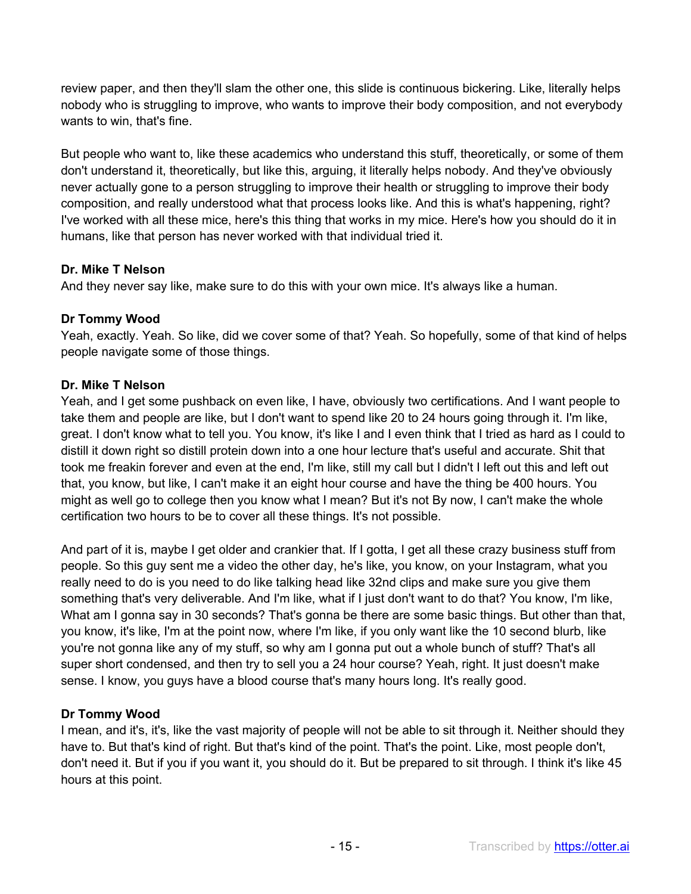review paper, and then they'll slam the other one, this slide is continuous bickering. Like, literally helps nobody who is struggling to improve, who wants to improve their body composition, and not everybody wants to win, that's fine.

But people who want to, like these academics who understand this stuff, theoretically, or some of them don't understand it, theoretically, but like this, arguing, it literally helps nobody. And they've obviously never actually gone to a person struggling to improve their health or struggling to improve their body composition, and really understood what that process looks like. And this is what's happening, right? I've worked with all these mice, here's this thing that works in my mice. Here's how you should do it in humans, like that person has never worked with that individual tried it.

**Dr. Mike T Nelson**
And they never say like, make sure to do this with your own mice. It's always like a human.

**Dr Tommy Wood**
Yeah, exactly. Yeah. So like, did we cover some of that? Yeah. So hopefully, some of that kind of helps people navigate some of those things.

**Dr. Mike T Nelson**
Yeah, and I get some pushback on even like, I have, obviously two certifications. And I want people to take them and people are like, but I don't want to spend like 20 to 24 hours going through it. I'm like, great. I don't know what to tell you. You know, it's like I and I even think that I tried as hard as I could to distill it down right so distill protein down into a one hour lecture that's useful and accurate. Shit that took me freakin forever and even at the end, I'm like, still my call but I didn't I left out this and left out that, you know, but like, I can't make it an eight hour course and have the thing be 400 hours. You might as well go to college then you know what I mean? But it's not By now, I can't make the whole certification two hours to be to cover all these things. It's not possible.

And part of it is, maybe I get older and crankier that. If I gotta, I get all these crazy business stuff from people. So this guy sent me a video the other day, he's like, you know, on your Instagram, what you really need to do is you need to do like talking head like 32nd clips and make sure you give them something that's very deliverable. And I'm like, what if I just don't want to do that? You know, I'm like, What am I gonna say in 30 seconds? That's gonna be there are some basic things. But other than that, you know, it's like, I'm at the point now, where I'm like, if you only want like the 10 second blurb, like you're not gonna like any of my stuff, so why am I gonna put out a whole bunch of stuff? That's all super short condensed, and then try to sell you a 24 hour course? Yeah, right. It just doesn't make sense. I know, you guys have a blood course that's many hours long. It's really good.

**Dr Tommy Wood**
I mean, and it's, it's, like the vast majority of people will not be able to sit through it. Neither should they have to. But that's kind of right. But that's kind of the point. That's the point. Like, most people don't, don't need it. But if you if you want it, you should do it. But be prepared to sit through. I think it's like 45 hours at this point.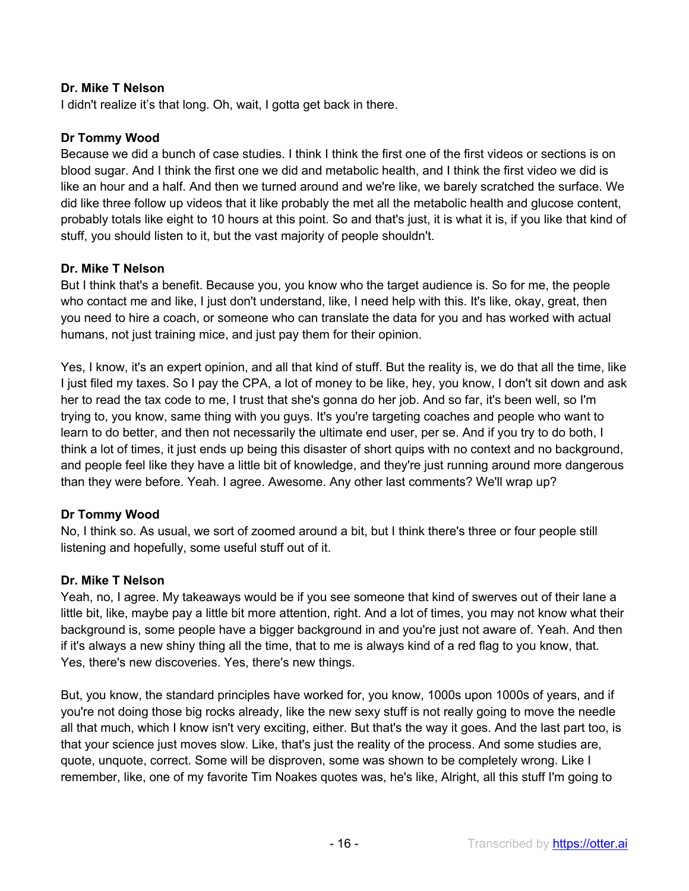**Dr. Mike T Nelson**

I didn't realize it's that long. Oh, wait, I gotta get back in there.

**Dr Tommy Wood**

Because we did a bunch of case studies. I think I think the first one of the first videos or sections is on blood sugar. And I think the first one we did and metabolic health, and I think the first video we did is like an hour and a half. And then we turned around and we're like, we barely scratched the surface. We did like three follow up videos that it like probably the met all the metabolic health and glucose content, probably totals like eight to 10 hours at this point. So and that's just, it is what it is, if you like that kind of stuff, you should listen to it, but the vast majority of people shouldn't.

**Dr. Mike T Nelson**

But I think that's a benefit. Because you, you know who the target audience is. So for me, the people who contact me and like, I just don't understand, like, I need help with this. It's like, okay, great, then you need to hire a coach, or someone who can translate the data for you and has worked with actual humans, not just training mice, and just pay them for their opinion.

Yes, I know, it's an expert opinion, and all that kind of stuff. But the reality is, we do that all the time, like I just filed my taxes. So I pay the CPA, a lot of money to be like, hey, you know, I don't sit down and ask her to read the tax code to me, I trust that she's gonna do her job. And so far, it's been well, so I'm trying to, you know, same thing with you guys. It's you're targeting coaches and people who want to learn to do better, and then not necessarily the ultimate end user, per se. And if you try to do both, I think a lot of times, it just ends up being this disaster of short quips with no context and no background, and people feel like they have a little bit of knowledge, and they're just running around more dangerous than they were before. Yeah. I agree. Awesome. Any other last comments? We'll wrap up?

**Dr Tommy Wood**

No, I think so. As usual, we sort of zoomed around a bit, but I think there's three or four people still listening and hopefully, some useful stuff out of it.

**Dr. Mike T Nelson**

Yeah, no, I agree. My takeaways would be if you see someone that kind of swerves out of their lane a little bit, like, maybe pay a little bit more attention, right. And a lot of times, you may not know what their background is, some people have a bigger background in and you're just not aware of. Yeah. And then if it's always a new shiny thing all the time, that to me is always kind of a red flag to you know, that. Yes, there's new discoveries. Yes, there's new things.

But, you know, the standard principles have worked for, you know, 1000s upon 1000s of years, and if you're not doing those big rocks already, like the new sexy stuff is not really going to move the needle all that much, which I know isn't very exciting, either. But that's the way it goes. And the last part too, is that your science just moves slow. Like, that's just the reality of the process. And some studies are, quote, unquote, correct. Some will be disproven, some was shown to be completely wrong. Like I remember, like, one of my favorite Tim Noakes quotes was, he's like, Alright, all this stuff I'm going to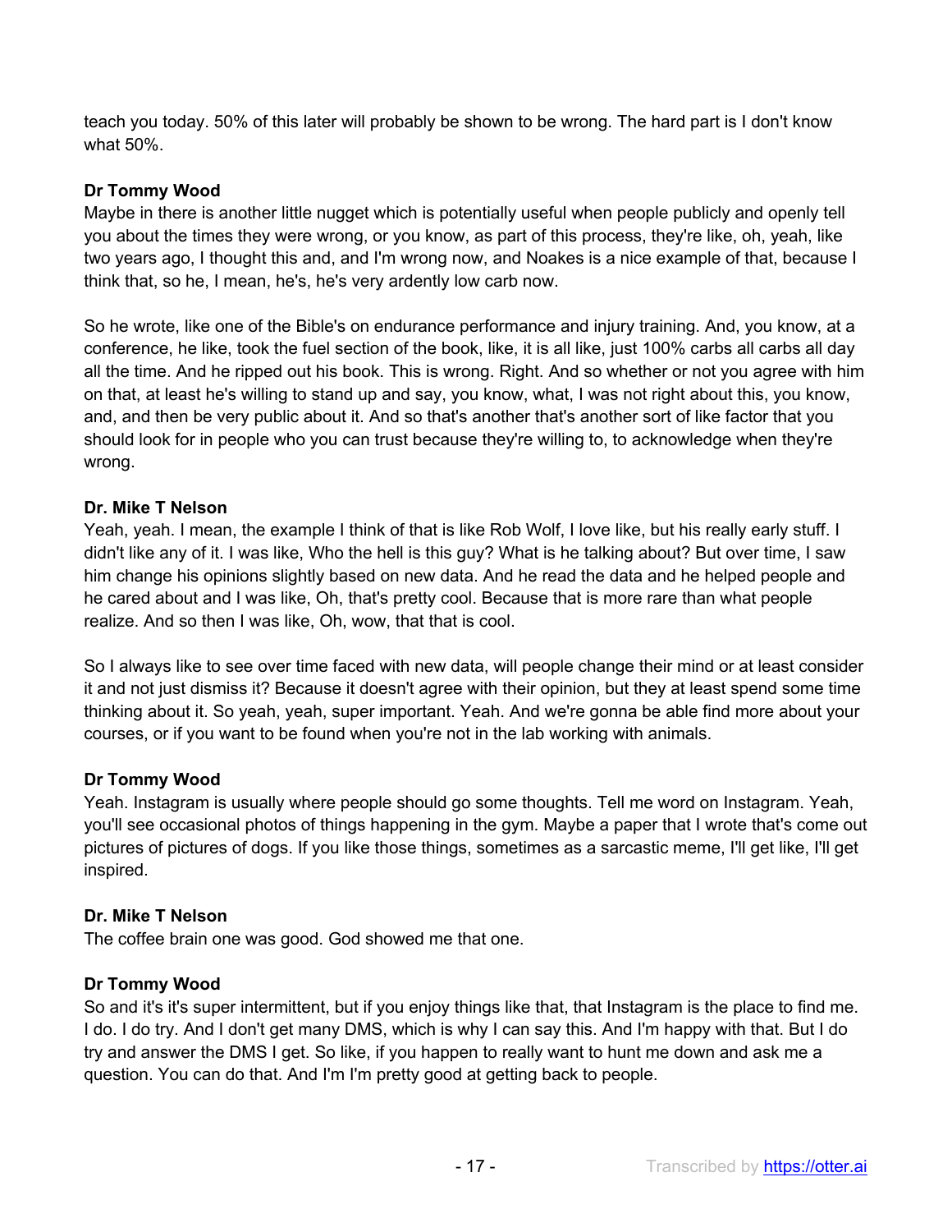teach you today. 50% of this later will probably be shown to be wrong. The hard part is I don't know what 50%.

**Dr Tommy Wood**
Maybe in there is another little nugget which is potentially useful when people publicly and openly tell you about the times they were wrong, or you know, as part of this process, they're like, oh, yeah, like two years ago, I thought this and, and I'm wrong now, and Noakes is a nice example of that, because I think that, so he, I mean, he's, he's very ardently low carb now.

So he wrote, like one of the Bible's on endurance performance and injury training. And, you know, at a conference, he like, took the fuel section of the book, like, it is all like, just 100% carbs all carbs all day all the time. And he ripped out his book. This is wrong. Right. And so whether or not you agree with him on that, at least he's willing to stand up and say, you know, what, I was not right about this, you know, and, and then be very public about it. And so that's another that's another sort of like factor that you should look for in people who you can trust because they're willing to, to acknowledge when they're wrong.

**Dr. Mike T Nelson**
Yeah, yeah. I mean, the example I think of that is like Rob Wolf, I love like, but his really early stuff. I didn't like any of it. I was like, Who the hell is this guy? What is he talking about? But over time, I saw him change his opinions slightly based on new data. And he read the data and he helped people and he cared about and I was like, Oh, that's pretty cool. Because that is more rare than what people realize. And so then I was like, Oh, wow, that that is cool.

So I always like to see over time faced with new data, will people change their mind or at least consider it and not just dismiss it? Because it doesn't agree with their opinion, but they at least spend some time thinking about it. So yeah, yeah, super important. Yeah. And we're gonna be able find more about your courses, or if you want to be found when you're not in the lab working with animals.

**Dr Tommy Wood**
Yeah. Instagram is usually where people should go some thoughts. Tell me word on Instagram. Yeah, you'll see occasional photos of things happening in the gym. Maybe a paper that I wrote that's come out pictures of pictures of dogs. If you like those things, sometimes as a sarcastic meme, I'll get like, I'll get inspired.

**Dr. Mike T Nelson**
The coffee brain one was good. God showed me that one.

**Dr Tommy Wood**
So and it's it's super intermittent, but if you enjoy things like that, that Instagram is the place to find me. I do. I do try. And I don't get many DMS, which is why I can say this. And I'm happy with that. But I do try and answer the DMS I get. So like, if you happen to really want to hunt me down and ask me a question. You can do that. And I'm I'm pretty good at getting back to people.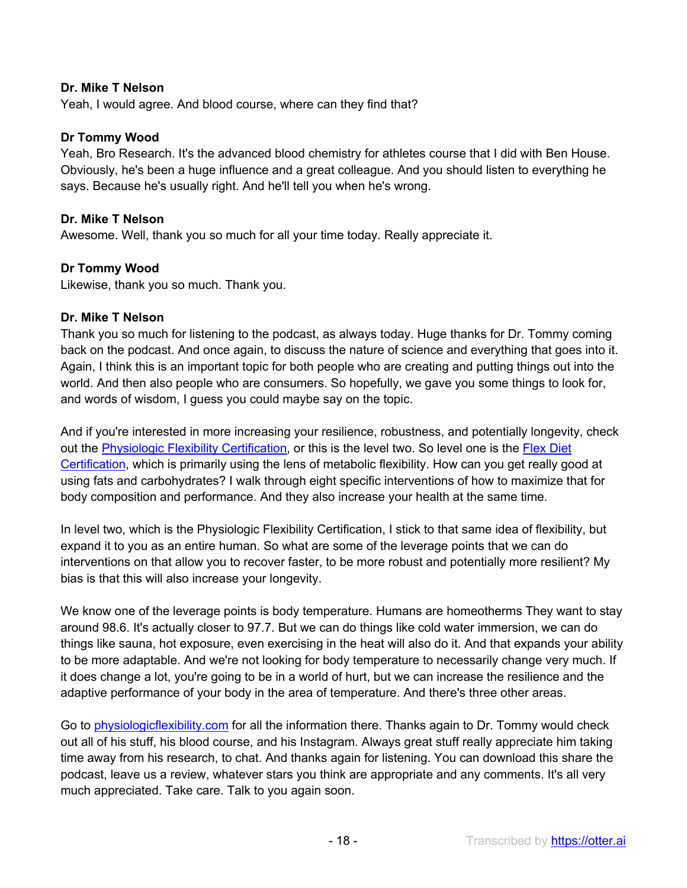**Dr. Mike T Nelson**
Yeah, I would agree. And blood course, where can they find that?

**Dr Tommy Wood**
Yeah, Bro Research. It's the advanced blood chemistry for athletes course that I did with Ben House. Obviously, he's been a huge influence and a great colleague. And you should listen to everything he says. Because he's usually right. And he'll tell you when he's wrong.

**Dr. Mike T Nelson**
Awesome. Well, thank you so much for all your time today. Really appreciate it.

**Dr Tommy Wood**
Likewise, thank you so much. Thank you.

**Dr. Mike T Nelson**
Thank you so much for listening to the podcast, as always today. Huge thanks for Dr. Tommy coming back on the podcast. And once again, to discuss the nature of science and everything that goes into it. Again, I think this is an important topic for both people who are creating and putting things out into the world. And then also people who are consumers. So hopefully, we gave you some things to look for, and words of wisdom, I guess you could maybe say on the topic.

And if you're interested in more increasing your resilience, robustness, and potentially longevity, check out the [Physiologic Flexibility Certification](), or this is the level two. So level one is the [Flex Diet Certification](), which is primarily using the lens of metabolic flexibility. How can you get really good at using fats and carbohydrates? I walk through eight specific interventions of how to maximize that for body composition and performance. And they also increase your health at the same time.

In level two, which is the Physiologic Flexibility Certification, I stick to that same idea of flexibility, but expand it to you as an entire human. So what are some of the leverage points that we can do interventions on that allow you to recover faster, to be more robust and potentially more resilient? My bias is that this will also increase your longevity.

We know one of the leverage points is body temperature. Humans are homeotherms They want to stay around 98.6. It's actually closer to 97.7. But we can do things like cold water immersion, we can do things like sauna, hot exposure, even exercising in the heat will also do it. And that expands your ability to be more adaptable. And we're not looking for body temperature to necessarily change very much. If it does change a lot, you're going to be in a world of hurt, but we can increase the resilience and the adaptive performance of your body in the area of temperature. And there's three other areas.

Go to [physiologicflexibility.com]() for all the information there. Thanks again to Dr. Tommy would check out all of his stuff, his blood course, and his Instagram. Always great stuff really appreciate him taking time away from his research, to chat. And thanks again for listening. You can download this share the podcast, leave us a review, whatever stars you think are appropriate and any comments. It's all very much appreciated. Take care. Talk to you again soon.